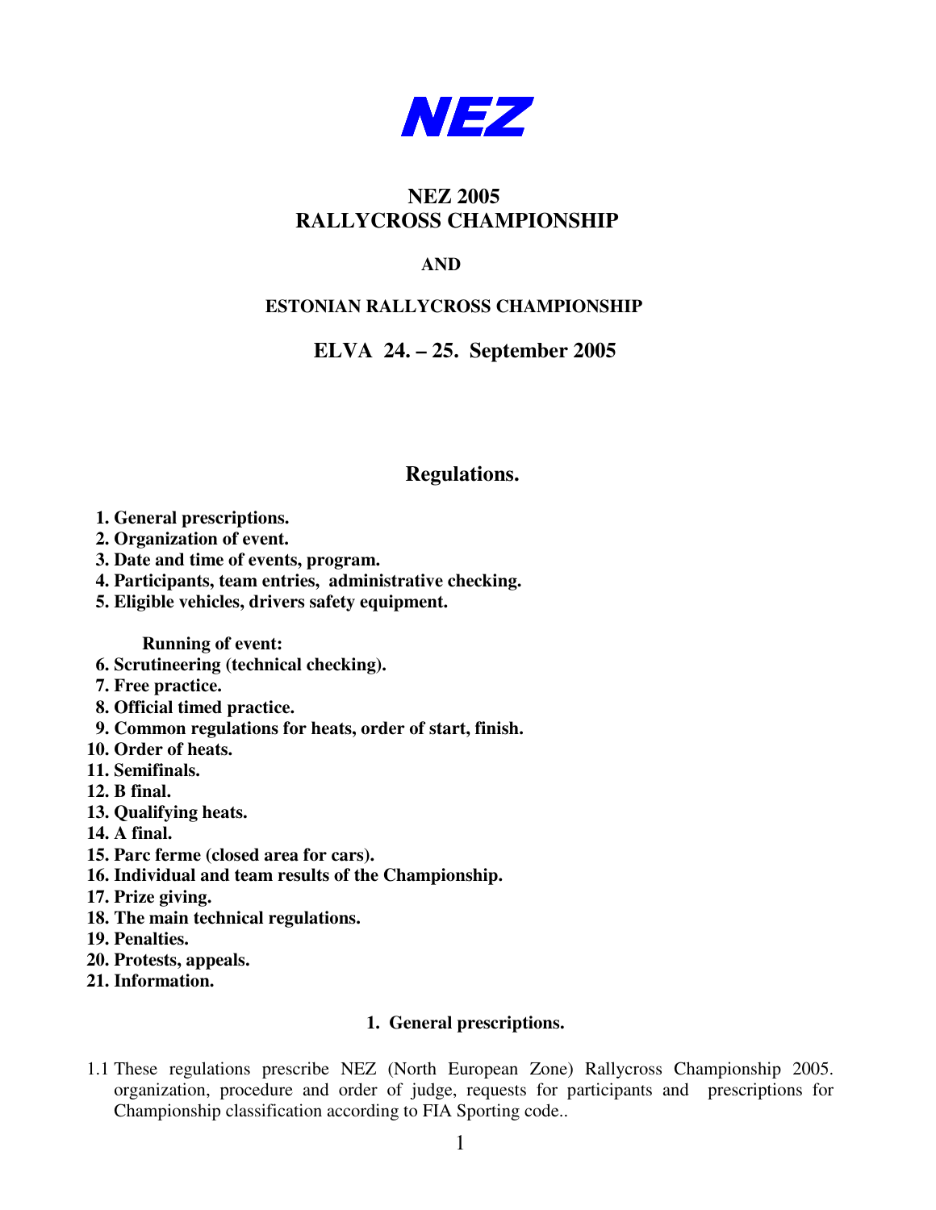# NEZ

## NEZ 2005
## RALLYCROSS CHAMPIONSHIP

**AND**

**ESTONIAN RALLYCROSS CHAMPIONSHIP**

**ELVA 24. – 25. September 2005**

## Regulations.

1. **General prescriptions.**
2. **Organization of event.**
3. **Date and time of events, program.**
4. **Participants, team entries, administrative checking.**
5. **Eligible vehicles, drivers safety equipment.**

**Running of event:**

6. **Scrutineering (technical checking).**
7. **Free practice.**
8. **Official timed practice.**
9. **Common regulations for heats, order of start, finish.**
10. **Order of heats.**
11. **Semifinals.**
12. **B final.**
13. **Qualifying heats.**
14. **A final.**
15. **Parc ferme (closed area for cars).**
16. **Individual and team results of the Championship.**
17. **Prize giving.**
18. **The main technical regulations.**
19. **Penalties.**
20. **Protests, appeals.**
21. **Information.**

### 1. General prescriptions.

1.1 These regulations prescribe NEZ (North European Zone) Rallycross Championship 2005. organization, procedure and order of judge, requests for participants and prescriptions for Championship classification according to FIA Sporting code..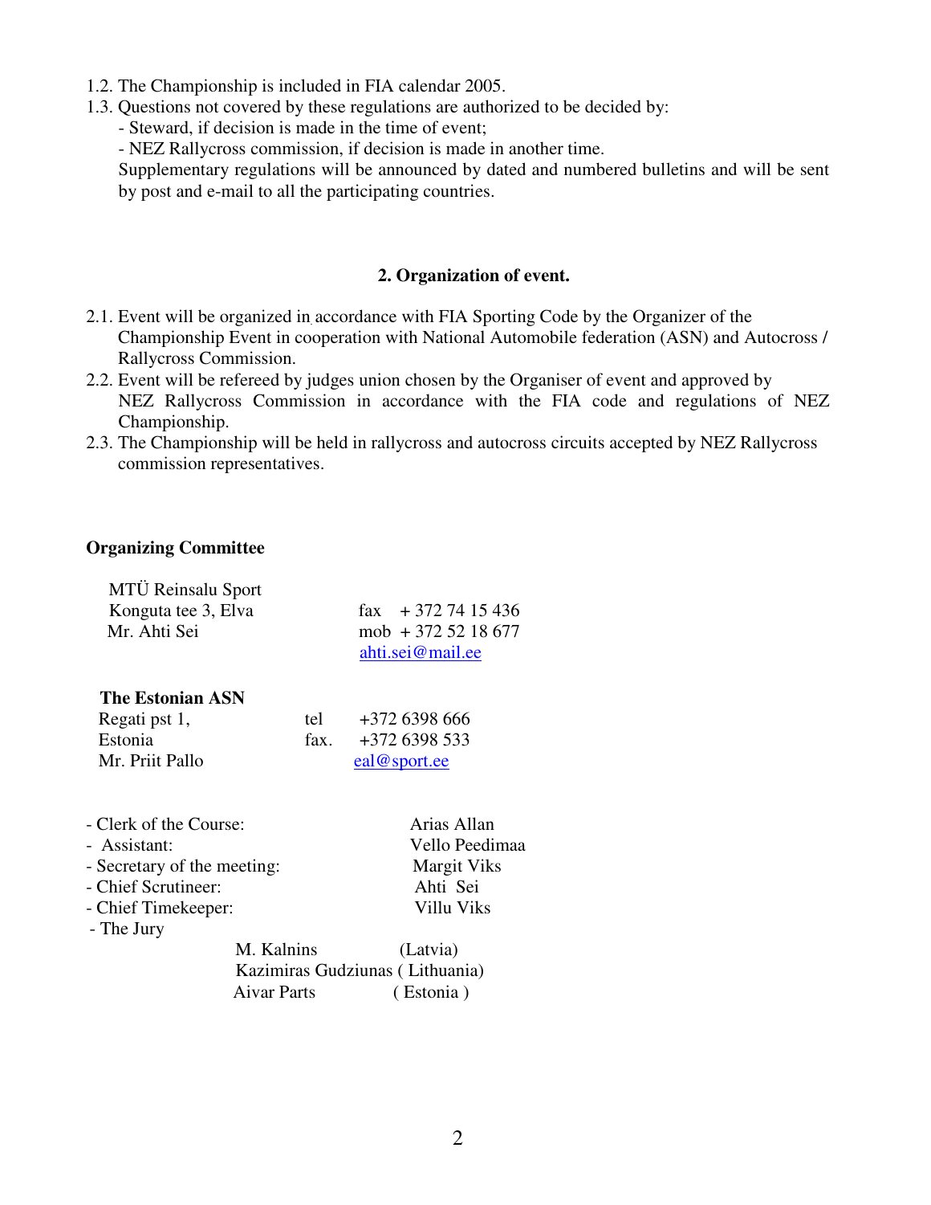1.2. The Championship is included in FIA calendar 2005.

1.3. Questions not covered by these regulations are authorized to be decided by:
- Steward, if decision is made in the time of event;
- NEZ Rallycross commission, if decision is made in another time.

Supplementary regulations will be announced by dated and numbered bulletins and will be sent by post and e-mail to all the participating countries.

## 2. Organization of event.

2.1. Event will be organized in accordance with FIA Sporting Code by the Organizer of the Championship Event in cooperation with National Automobile federation (ASN) and Autocross / Rallycross Commission.

2.2. Event will be refereed by judges union chosen by the Organiser of event and approved by NEZ Rallycross Commission in accordance with the FIA code and regulations of NEZ Championship.

2.3. The Championship will be held in rallycross and autocross circuits accepted by NEZ Rallycross commission representatives.

**Organizing Committee**

MTÜ Reinsalu Sport
Konguta tee 3, Elva
Mr. Ahti Sei

fax + 372 74 15 436
mob + 372 52 18 677
ahti.sei@mail.ee

**The Estonian ASN**

Regati pst 1,
Estonia
Mr. Priit Pallo

tel +372 6398 666
fax. +372 6398 533
eal@sport.ee

- Clerk of the Course: Arias Allan
- Assistant: Vello Peedimaa
- Secretary of the meeting: Margit Viks
- Chief Scrutineer: Ahti Sei
- Chief Timekeeper: Villu Viks
- The Jury
  - M. Kalnins (Latvia)
  - Kazimiras Gudziunas ( Lithuania)
  - Aivar Parts ( Estonia )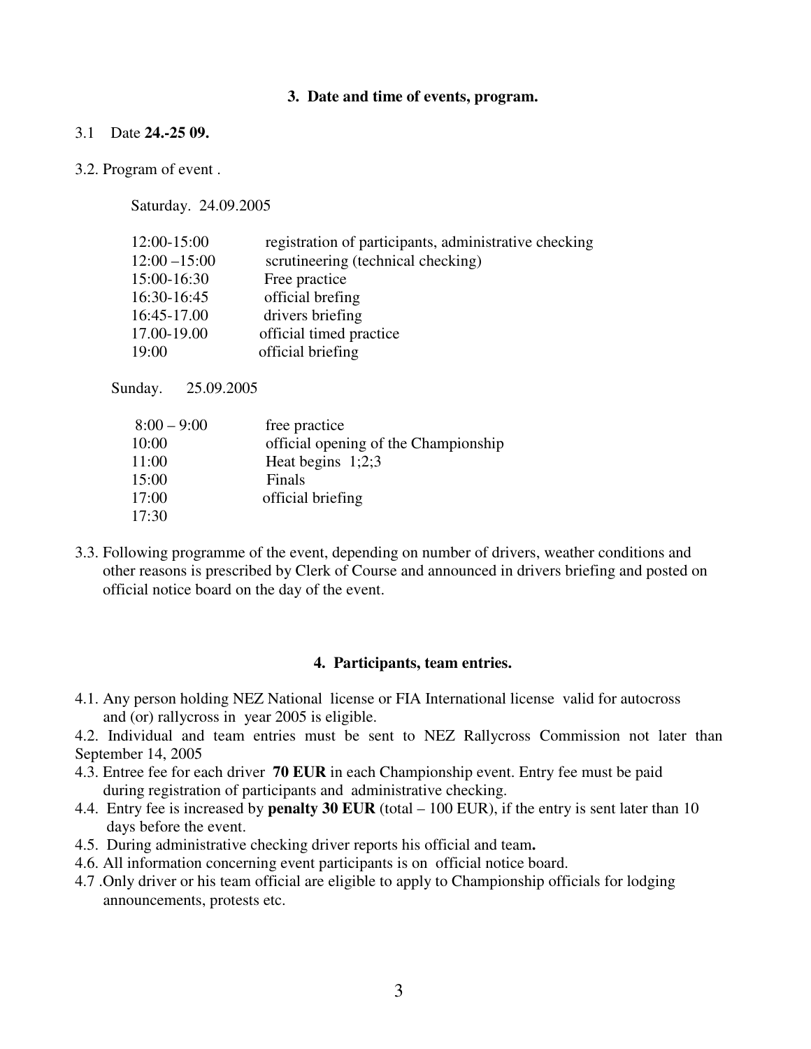### 3. Date and time of events, program.

3.1 Date **24.-25 09.**

3.2. Program of event .

Saturday. 24.09.2005

| | |
|---|---|
| 12:00-15:00 | registration of participants, administrative checking |
| 12:00 –15:00 | scrutineering (technical checking) |
| 15:00-16:30 | Free practice |
| 16:30-16:45 | official brefing |
| 16:45-17.00 | drivers briefing |
| 17.00-19.00 | official timed practice |
| 19:00 | official briefing |

Sunday. 25.09.2005

| | |
|---|---|
| 8:00 – 9:00 | free practice |
| 10:00 | official opening of the Championship |
| 11:00 | Heat begins 1;2;3 |
| 15:00 | Finals |
| 17:00 | official briefing |
| 17:30 | |

3.3. Following programme of the event, depending on number of drivers, weather conditions and other reasons is prescribed by Clerk of Course and announced in drivers briefing and posted on official notice board on the day of the event.

### 4. Participants, team entries.

4.1. Any person holding NEZ National license or FIA International license valid for autocross and (or) rallycross in year 2005 is eligible.

4.2. Individual and team entries must be sent to NEZ Rallycross Commission not later than September 14, 2005

4.3. Entree fee for each driver **70 EUR** in each Championship event. Entry fee must be paid during registration of participants and administrative checking.

4.4. Entry fee is increased by **penalty 30 EUR** (total – 100 EUR), if the entry is sent later than 10 days before the event.

4.5. During administrative checking driver reports his official and team**.**

4.6. All information concerning event participants is on official notice board.

4.7 .Only driver or his team official are eligible to apply to Championship officials for lodging announcements, protests etc.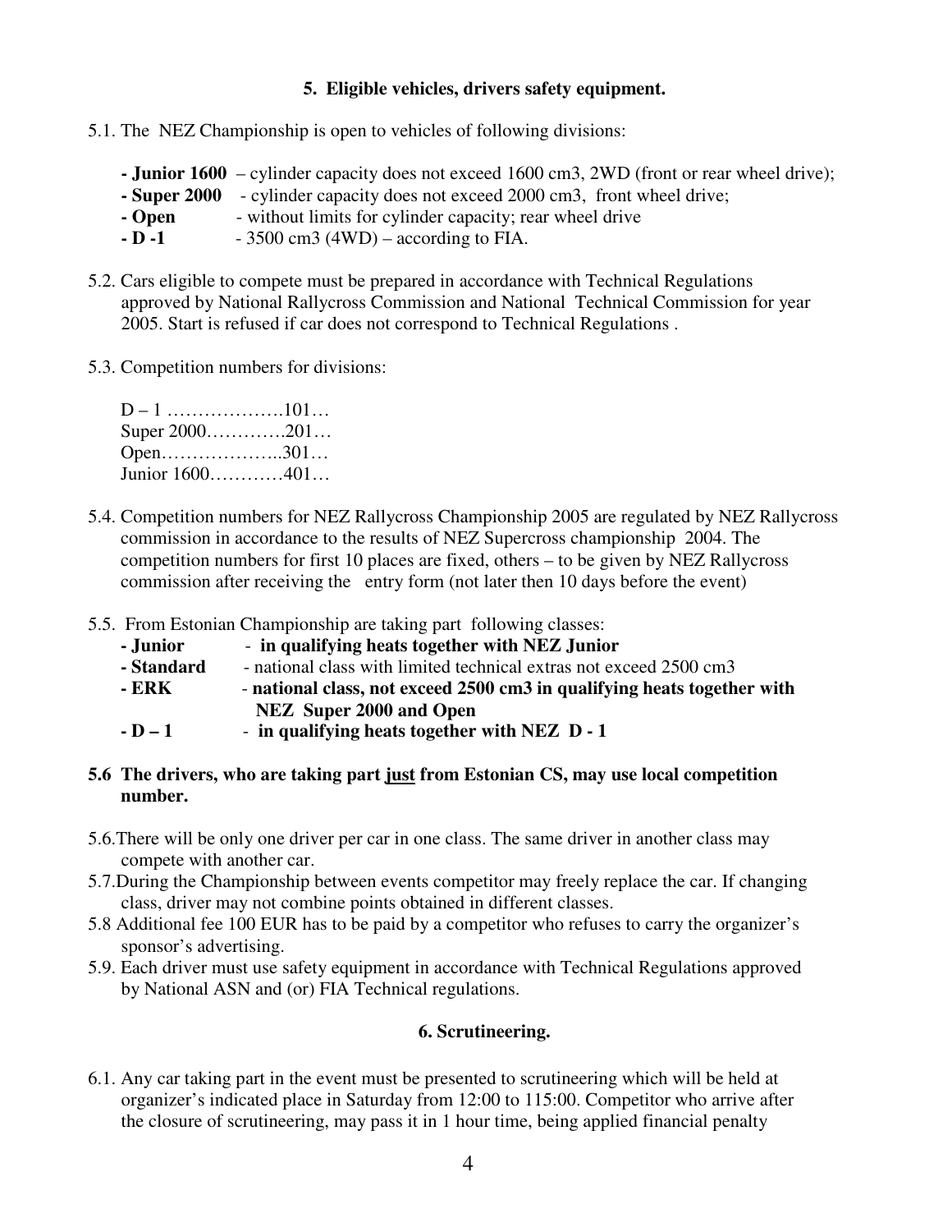## 5. Eligible vehicles, drivers safety equipment.

5.1. The NEZ Championship is open to vehicles of following divisions:

- **Junior 1600** – cylinder capacity does not exceed 1600 cm3, 2WD (front or rear wheel drive);
- **Super 2000** - cylinder capacity does not exceed 2000 cm3, front wheel drive;
- **Open** - without limits for cylinder capacity; rear wheel drive
- **D -1** - 3500 cm3 (4WD) – according to FIA.

5.2. Cars eligible to compete must be prepared in accordance with Technical Regulations approved by National Rallycross Commission and National Technical Commission for year 2005. Start is refused if car does not correspond to Technical Regulations .

5.3. Competition numbers for divisions:

D – 1 ……………….101…
Super 2000………….201…
Open………………..301…
Junior 1600…………401…

5.4. Competition numbers for NEZ Rallycross Championship 2005 are regulated by NEZ Rallycross commission in accordance to the results of NEZ Supercross championship 2004. The competition numbers for first 10 places are fixed, others – to be given by NEZ Rallycross commission after receiving the entry form (not later then 10 days before the event)

5.5. From Estonian Championship are taking part following classes:

- **Junior** - **in qualifying heats together with NEZ Junior**
- **Standard** - national class with limited technical extras not exceed 2500 cm3
- **ERK** - **national class, not exceed 2500 cm3 in qualifying heats together with NEZ Super 2000 and Open**
- **D – 1** - **in qualifying heats together with NEZ D - 1**

**5.6 The drivers, who are taking part <u>just</u> from Estonian CS, may use local competition number.**

5.6.There will be only one driver per car in one class. The same driver in another class may compete with another car.

5.7.During the Championship between events competitor may freely replace the car. If changing class, driver may not combine points obtained in different classes.

5.8 Additional fee 100 EUR has to be paid by a competitor who refuses to carry the organizer's sponsor's advertising.

5.9. Each driver must use safety equipment in accordance with Technical Regulations approved by National ASN and (or) FIA Technical regulations.

## 6. Scrutineering.

6.1. Any car taking part in the event must be presented to scrutineering which will be held at organizer's indicated place in Saturday from 12:00 to 115:00. Competitor who arrive after the closure of scrutineering, may pass it in 1 hour time, being applied financial penalty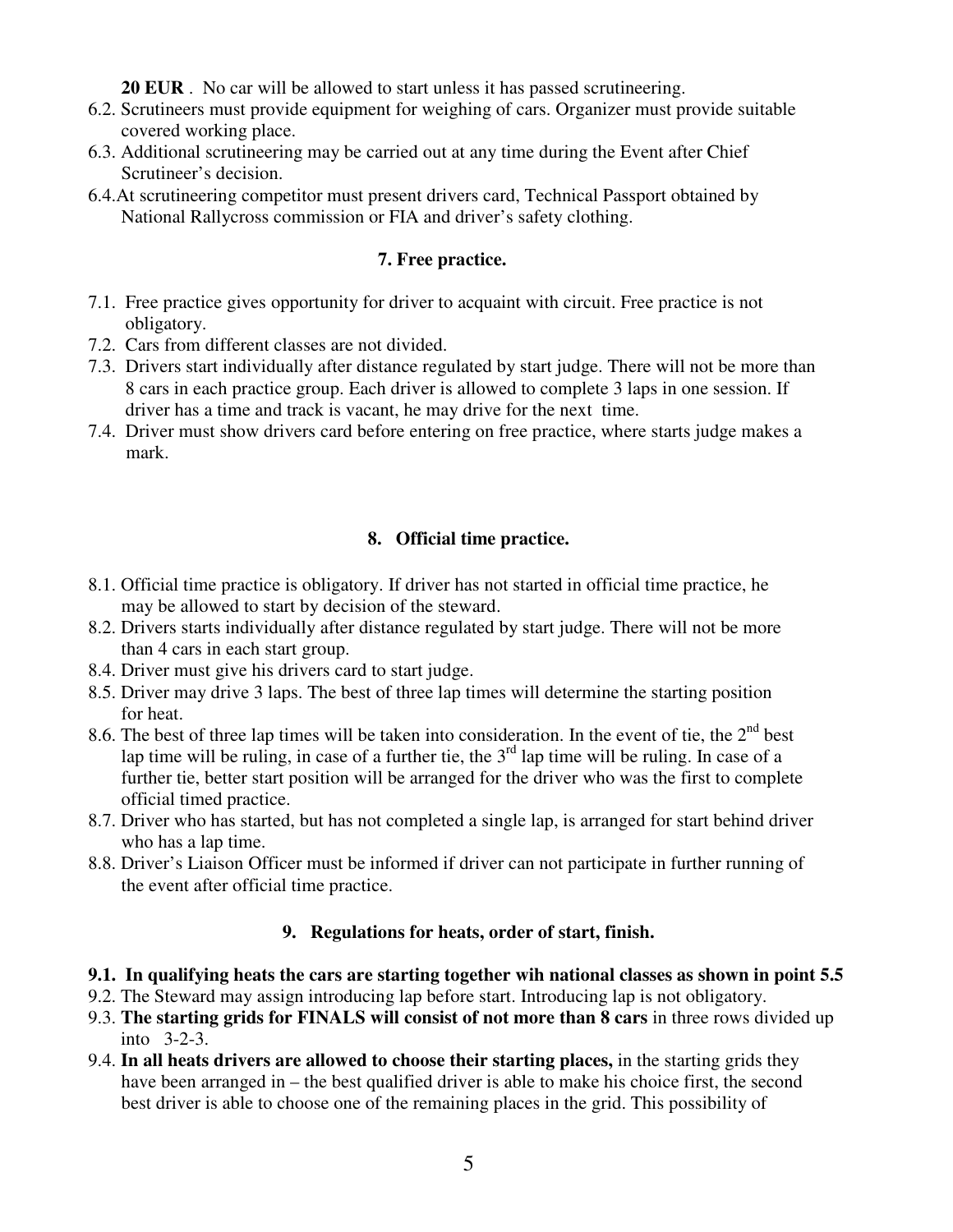**20 EUR** .  No car will be allowed to start unless it has passed scrutineering.

6.2. Scrutineers must provide equipment for weighing of cars. Organizer must provide suitable covered working place.

6.3. Additional scrutineering may be carried out at any time during the Event after Chief Scrutineer's decision.

6.4. At scrutineering competitor must present drivers card, Technical Passport obtained by National Rallycross commission or FIA and driver's safety clothing.

## 7. Free practice.

7.1. Free practice gives opportunity for driver to acquaint with circuit. Free practice is not obligatory.

7.2. Cars from different classes are not divided.

7.3. Drivers start individually after distance regulated by start judge. There will not be more than 8 cars in each practice group. Each driver is allowed to complete 3 laps in one session. If driver has a time and track is vacant, he may drive for the next time.

7.4. Driver must show drivers card before entering on free practice, where starts judge makes a mark.

## 8. Official time practice.

8.1. Official time practice is obligatory. If driver has not started in official time practice, he may be allowed to start by decision of the steward.

8.2. Drivers starts individually after distance regulated by start judge. There will not be more than 4 cars in each start group.

8.4. Driver must give his drivers card to start judge.

8.5. Driver may drive 3 laps. The best of three lap times will determine the starting position for heat.

8.6. The best of three lap times will be taken into consideration. In the event of tie, the 2nd best lap time will be ruling, in case of a further tie, the 3rd lap time will be ruling. In case of a further tie, better start position will be arranged for the driver who was the first to complete official timed practice.

8.7. Driver who has started, but has not completed a single lap, is arranged for start behind driver who has a lap time.

8.8. Driver's Liaison Officer must be informed if driver can not participate in further running of the event after official time practice.

## 9. Regulations for heats, order of start, finish.

**9.1. In qualifying heats the cars are starting together wih national classes as shown in point 5.5**

9.2. The Steward may assign introducing lap before start. Introducing lap is not obligatory.

9.3. **The starting grids for FINALS will consist of not more than 8 cars** in three rows divided up into 3-2-3.

9.4. **In all heats drivers are allowed to choose their starting places,** in the starting grids they have been arranged in – the best qualified driver is able to make his choice first, the second best driver is able to choose one of the remaining places in the grid. This possibility of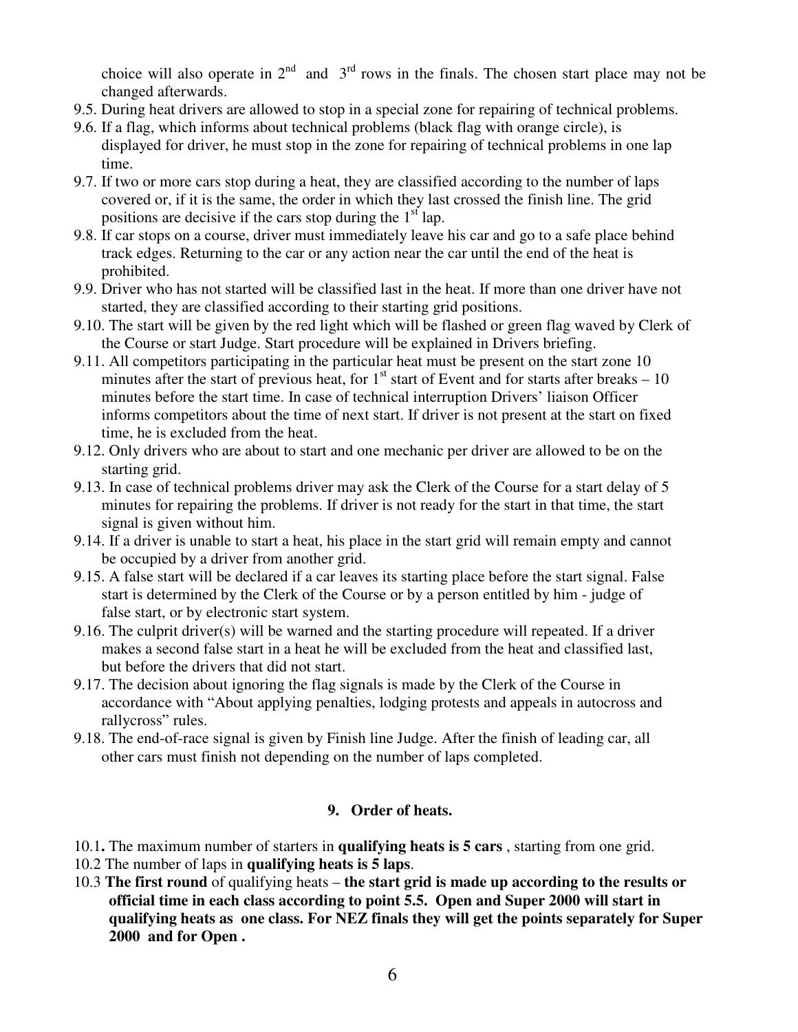choice will also operate in 2nd and 3rd rows in the finals. The chosen start place may not be changed afterwards.

9.5. During heat drivers are allowed to stop in a special zone for repairing of technical problems.

9.6. If a flag, which informs about technical problems (black flag with orange circle), is displayed for driver, he must stop in the zone for repairing of technical problems in one lap time.

9.7. If two or more cars stop during a heat, they are classified according to the number of laps covered or, if it is the same, the order in which they last crossed the finish line. The grid positions are decisive if the cars stop during the 1st lap.

9.8. If car stops on a course, driver must immediately leave his car and go to a safe place behind track edges. Returning to the car or any action near the car until the end of the heat is prohibited.

9.9. Driver who has not started will be classified last in the heat. If more than one driver have not started, they are classified according to their starting grid positions.

9.10. The start will be given by the red light which will be flashed or green flag waved by Clerk of the Course or start Judge. Start procedure will be explained in Drivers briefing.

9.11. All competitors participating in the particular heat must be present on the start zone 10 minutes after the start of previous heat, for 1st start of Event and for starts after breaks – 10 minutes before the start time. In case of technical interruption Drivers' liaison Officer informs competitors about the time of next start. If driver is not present at the start on fixed time, he is excluded from the heat.

9.12. Only drivers who are about to start and one mechanic per driver are allowed to be on the starting grid.

9.13. In case of technical problems driver may ask the Clerk of the Course for a start delay of 5 minutes for repairing the problems. If driver is not ready for the start in that time, the start signal is given without him.

9.14. If a driver is unable to start a heat, his place in the start grid will remain empty and cannot be occupied by a driver from another grid.

9.15. A false start will be declared if a car leaves its starting place before the start signal. False start is determined by the Clerk of the Course or by a person entitled by him - judge of false start, or by electronic start system.

9.16. The culprit driver(s) will be warned and the starting procedure will repeated. If a driver makes a second false start in a heat he will be excluded from the heat and classified last, but before the drivers that did not start.

9.17. The decision about ignoring the flag signals is made by the Clerk of the Course in accordance with "About applying penalties, lodging protests and appeals in autocross and rallycross" rules.

9.18. The end-of-race signal is given by Finish line Judge. After the finish of leading car, all other cars must finish not depending on the number of laps completed.

## 9. Order of heats.

10.1**.** The maximum number of starters in **qualifying heats is 5 cars** , starting from one grid.

10.2 The number of laps in **qualifying heats is 5 laps**.

10.3 **The first round** of qualifying heats – **the start grid is made up according to the results or official time in each class according to point 5.5. Open and Super 2000 will start in qualifying heats as one class. For NEZ finals they will get the points separately for Super 2000 and for Open .**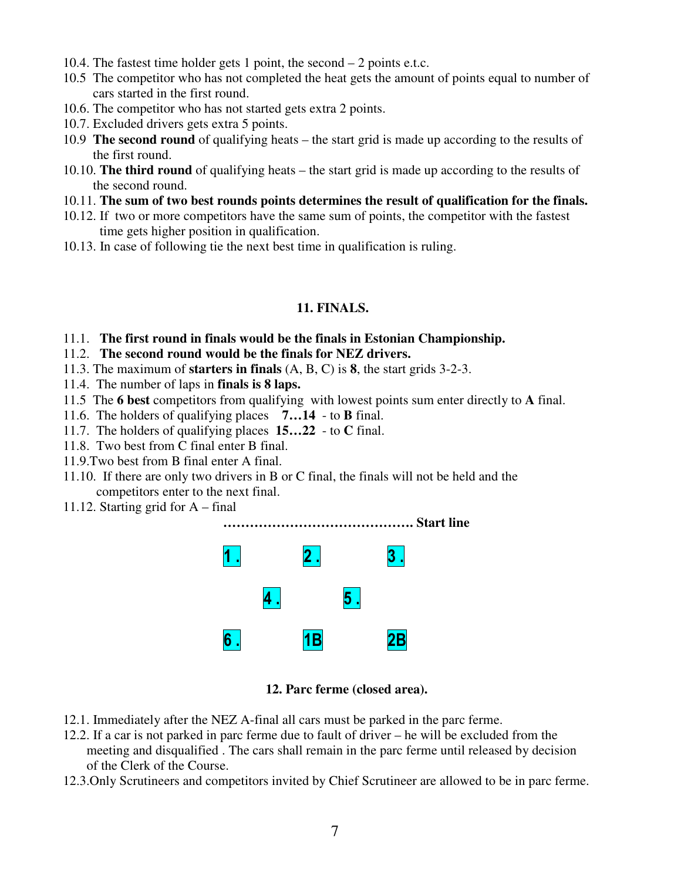10.4. The fastest time holder gets 1 point, the second – 2 points e.t.c.

10.5 The competitor who has not completed the heat gets the amount of points equal to number of cars started in the first round.

10.6. The competitor who has not started gets extra 2 points.

10.7. Excluded drivers gets extra 5 points.

10.9 **The second round** of qualifying heats – the start grid is made up according to the results of the first round.

10.10. **The third round** of qualifying heats – the start grid is made up according to the results of the second round.

10.11. **The sum of two best rounds points determines the result of qualification for the finals.**

10.12. If two or more competitors have the same sum of points, the competitor with the fastest time gets higher position in qualification.

10.13. In case of following tie the next best time in qualification is ruling.

## 11. FINALS.

11.1. **The first round in finals would be the finals in Estonian Championship.**

11.2. **The second round would be the finals for NEZ drivers.**

11.3. The maximum of **starters in finals** (A, B, C) is **8**, the start grids 3-2-3.

11.4. The number of laps in **finals is 8 laps.**

11.5 The **6 best** competitors from qualifying with lowest points sum enter directly to **A** final.

11.6. The holders of qualifying places **7…14** - to **B** final.

11.7. The holders of qualifying places **15…22** - to **C** final.

11.8. Two best from C final enter B final.

11.9.Two best from B final enter A final.

11.10. If there are only two drivers in B or C final, the finals will not be held and the competitors enter to the next final.

11.12. Starting grid for A – final

**……………………………………. Start line**

| | | | | |
|---|---|---|---|---|
| 1. | | 2. | | 3. |
| | 4. | | 5. | |
| 6. | | 1B | | 2B |

### 12. Parc ferme (closed area).

12.1. Immediately after the NEZ A-final all cars must be parked in the parc ferme.

12.2. If a car is not parked in parc ferme due to fault of driver – he will be excluded from the meeting and disqualified . The cars shall remain in the parc ferme until released by decision of the Clerk of the Course.

12.3.Only Scrutineers and competitors invited by Chief Scrutineer are allowed to be in parc ferme.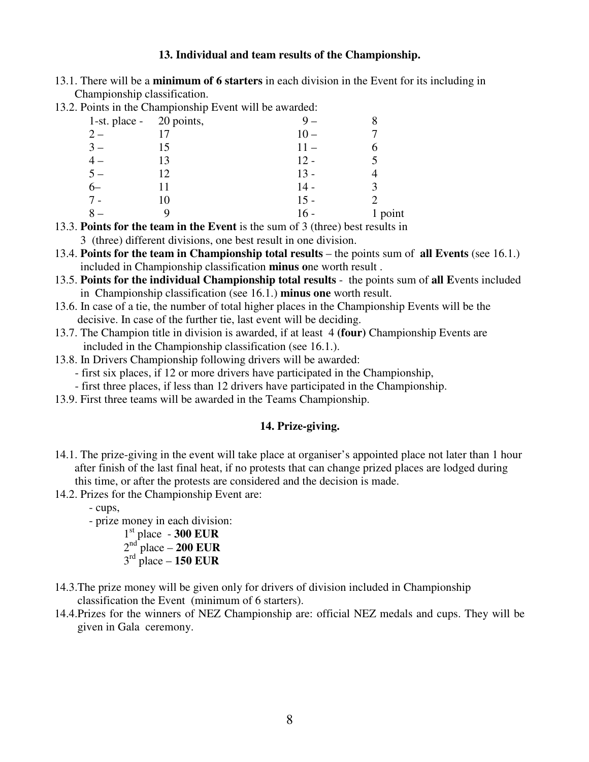## 13. Individual and team results of the Championship.

13.1. There will be a **minimum of 6 starters** in each division in the Event for its including in Championship classification.

13.2. Points in the Championship Event will be awarded:

| | | | |
|---|---|---|---|
| 1-st. place - | 20 points, | 9 – | 8 |
| 2 – | 17 | 10 – | 7 |
| 3 – | 15 | 11 – | 6 |
| 4 – | 13 | 12 - | 5 |
| 5 – | 12 | 13 - | 4 |
| 6– | 11 | 14 - | 3 |
| 7 - | 10 | 15 - | 2 |
| 8 – | 9 | 16 - | 1 point |

13.3. **Points for the team in the Event** is the sum of 3 (three) best results in 3 (three) different divisions, one best result in one division.

13.4. **Points for the team in Championship total results** – the points sum of **all Events** (see 16.1.) included in Championship classification **minus o**ne worth result .

13.5. **Points for the individual Championship total results** - the points sum of **all E**vents included in Championship classification (see 16.1.) **minus one** worth result.

13.6. In case of a tie, the number of total higher places in the Championship Events will be the decisive. In case of the further tie, last event will be deciding.

13.7. The Champion title in division is awarded, if at least 4 **(four)** Championship Events are included in the Championship classification (see 16.1.).

13.8. In Drivers Championship following drivers will be awarded:
- first six places, if 12 or more drivers have participated in the Championship,
- first three places, if less than 12 drivers have participated in the Championship.

13.9. First three teams will be awarded in the Teams Championship.

## 14. Prize-giving.

14.1. The prize-giving in the event will take place at organiser's appointed place not later than 1 hour after finish of the last final heat, if no protests that can change prized places are lodged during this time, or after the protests are considered and the decision is made.

14.2. Prizes for the Championship Event are:
- cups,
- prize money in each division:
  - 1st place - **300 EUR**
  - 2nd place – **200 EUR**
  - 3rd place – **150 EUR**

14.3.The prize money will be given only for drivers of division included in Championship classification the Event (minimum of 6 starters).

14.4.Prizes for the winners of NEZ Championship are: official NEZ medals and cups. They will be given in Gala ceremony.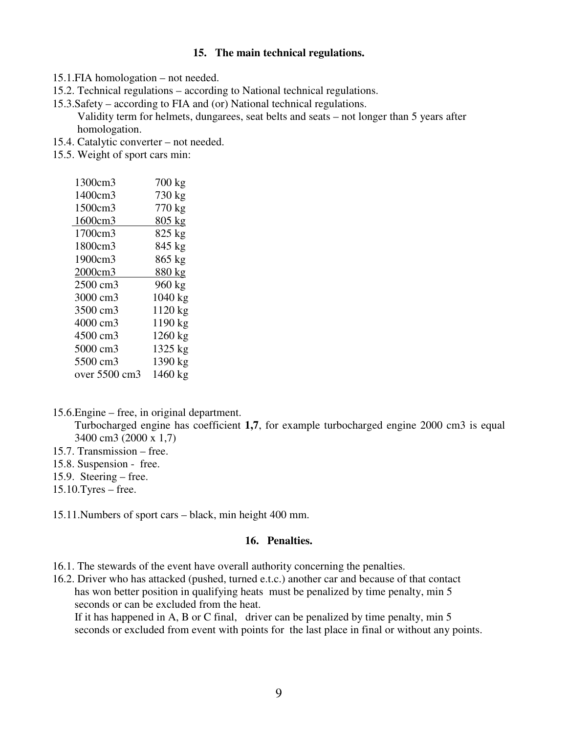## 15. The main technical regulations.

15.1.FIA homologation – not needed.

15.2. Technical regulations – according to National technical regulations.

15.3.Safety – according to FIA and (or) National technical regulations.
Validity term for helmets, dungarees, seat belts and seats – not longer than 5 years after homologation.

15.4. Catalytic converter – not needed.

15.5. Weight of sport cars min:

| | |
|---|---|
| 1300cm3 | 700 kg |
| 1400cm3 | 730 kg |
| 1500cm3 | 770 kg |
| 1600cm3 | 805 kg |
| 1700cm3 | 825 kg |
| 1800cm3 | 845 kg |
| 1900cm3 | 865 kg |
| 2000cm3 | 880 kg |
| 2500 cm3 | 960 kg |
| 3000 cm3 | 1040 kg |
| 3500 cm3 | 1120 kg |
| 4000 cm3 | 1190 kg |
| 4500 cm3 | 1260 kg |
| 5000 cm3 | 1325 kg |
| 5500 cm3 | 1390 kg |
| over 5500 cm3 | 1460 kg |

15.6.Engine – free, in original department.
Turbocharged engine has coefficient **1,7**, for example turbocharged engine 2000 cm3 is equal 3400 cm3 (2000 x 1,7)

15.7. Transmission – free.

15.8. Suspension - free.

15.9. Steering – free.

15.10.Tyres – free.

15.11.Numbers of sport cars – black, min height 400 mm.

## 16. Penalties.

16.1. The stewards of the event have overall authority concerning the penalties.

16.2. Driver who has attacked (pushed, turned e.t.c.) another car and because of that contact has won better position in qualifying heats must be penalized by time penalty, min 5 seconds or can be excluded from the heat.
If it has happened in A, B or C final, driver can be penalized by time penalty, min 5 seconds or excluded from event with points for the last place in final or without any points.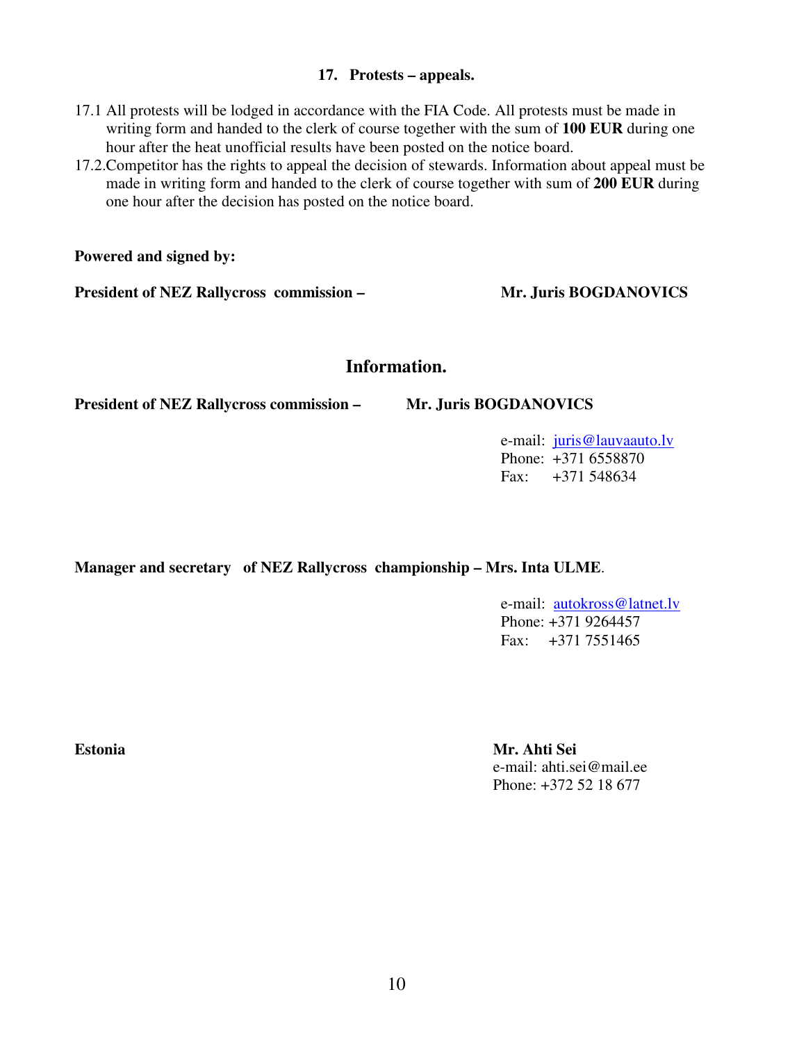### 17. Protests – appeals.

17.1 All protests will be lodged in accordance with the FIA Code. All protests must be made in writing form and handed to the clerk of course together with the sum of **100 EUR** during one hour after the heat unofficial results have been posted on the notice board.

17.2. Competitor has the rights to appeal the decision of stewards. Information about appeal must be made in writing form and handed to the clerk of course together with sum of **200 EUR** during one hour after the decision has posted on the notice board.

**Powered and signed by:**

**President of NEZ Rallycross commission – Mr. Juris BOGDANOVICS**

## Information.

**President of NEZ Rallycross commission – Mr. Juris BOGDANOVICS**

e-mail: juris@lauvaauto.lv
Phone: +371 6558870
Fax: +371 548634

**Manager and secretary of NEZ Rallycross championship – Mrs. Inta ULME**.

e-mail: autokross@latnet.lv
Phone: +371 9264457
Fax: +371 7551465

**Estonia** **Mr. Ahti Sei**
e-mail: ahti.sei@mail.ee
Phone: +372 52 18 677